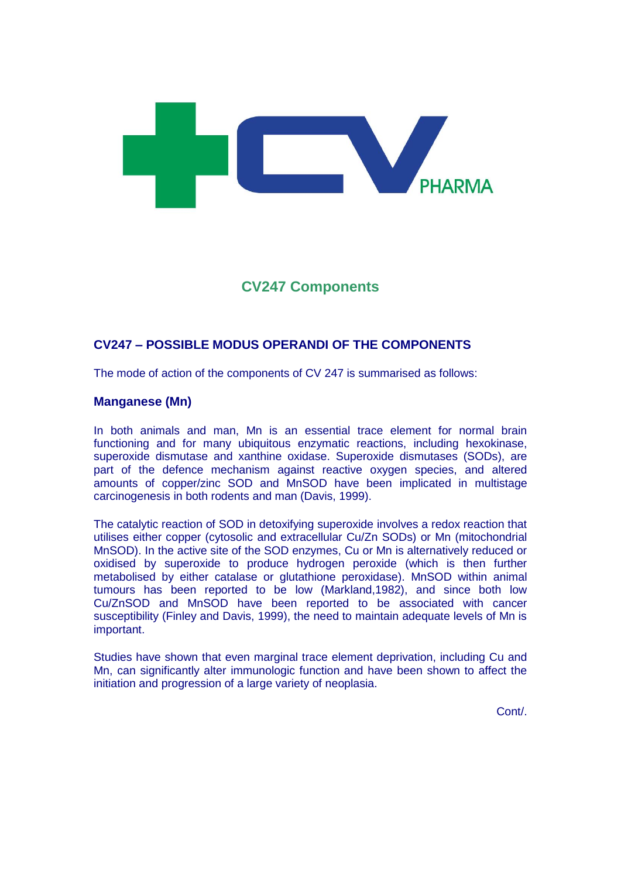PHARMA

# CV247 Components

## CV247 – POSSIBLE MODUS OPERANDI OF THE COMPONENTS

The mode of action of the components of CV 247 is summarised as follows:

### Manganese (Mn)

In both animals and man, Mn is an essential trace element for normal brain functioning and for many ubiquitous enzymatic reactions, including hexokinase, superoxide dismutase and xanthine oxidase. Superoxide dismutases (SODs), are part of the defence mechanism against reactive oxygen species, and altered amounts of copper/zinc SOD and MnSOD have been implicated in multistage carcinogenesis in both rodents and man (Davis, 1999).

The catalytic reaction of SOD in detoxifying superoxide involves a redox reaction that utilises either copper (cytosolic and extracellular Cu/Zn SODs) or Mn (mitochondrial MnSOD). In the active site of the SOD enzymes, Cu or Mn is alternatively reduced or oxidised by superoxide to produce hydrogen peroxide (which is then further metabolised by either catalase or glutathione peroxidase). MnSOD within animal tumours has been reported to be low (Markland,1982), and since both low Cu/ZnSOD and MnSOD have been reported to be associated with cancer susceptibility (Finley and Davis, 1999), the need to maintain adequate levels of Mn is important.

Studies have shown that even marginal trace element deprivation, including Cu and Mn, can significantly alter immunologic function and have been shown to affect the initiation and progression of a large variety of neoplasia.

Cont/.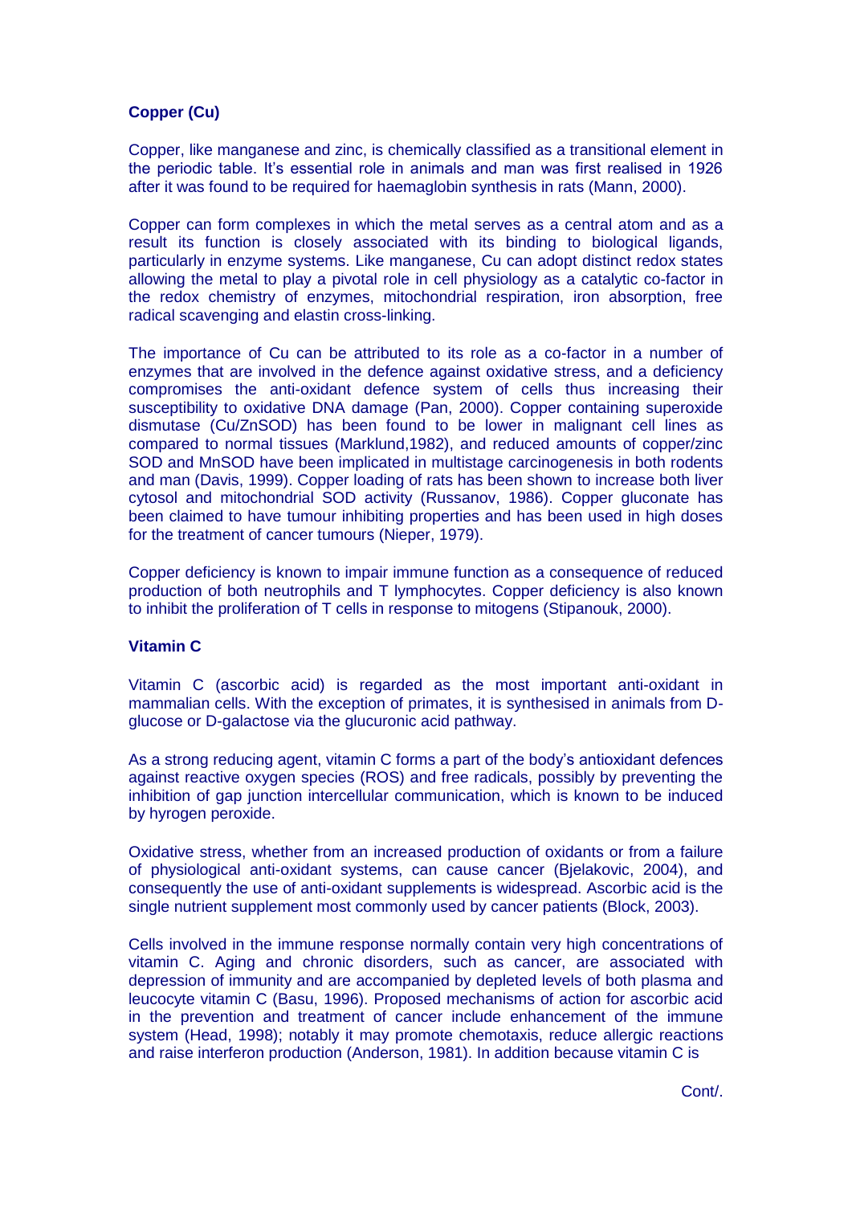**Copper (Cu)**

Copper, like manganese and zinc, is chemically classified as a transitional element in the periodic table. It's essential role in animals and man was first realised in 1926 after it was found to be required for haemaglobin synthesis in rats (Mann, 2000).

Copper can form complexes in which the metal serves as a central atom and as a result its function is closely associated with its binding to biological ligands, particularly in enzyme systems. Like manganese, Cu can adopt distinct redox states allowing the metal to play a pivotal role in cell physiology as a catalytic co-factor in the redox chemistry of enzymes, mitochondrial respiration, iron absorption, free radical scavenging and elastin cross-linking.

The importance of Cu can be attributed to its role as a co-factor in a number of enzymes that are involved in the defence against oxidative stress, and a deficiency compromises the anti-oxidant defence system of cells thus increasing their susceptibility to oxidative DNA damage (Pan, 2000). Copper containing superoxide dismutase (Cu/ZnSOD) has been found to be lower in malignant cell lines as compared to normal tissues (Marklund,1982), and reduced amounts of copper/zinc SOD and MnSOD have been implicated in multistage carcinogenesis in both rodents and man (Davis, 1999). Copper loading of rats has been shown to increase both liver cytosol and mitochondrial SOD activity (Russanov, 1986). Copper gluconate has been claimed to have tumour inhibiting properties and has been used in high doses for the treatment of cancer tumours (Nieper, 1979).

Copper deficiency is known to impair immune function as a consequence of reduced production of both neutrophils and T lymphocytes. Copper deficiency is also known to inhibit the proliferation of T cells in response to mitogens (Stipanouk, 2000).

**Vitamin C**

Vitamin C (ascorbic acid) is regarded as the most important anti-oxidant in mammalian cells. With the exception of primates, it is synthesised in animals from D-glucose or D-galactose via the glucuronic acid pathway.

As a strong reducing agent, vitamin C forms a part of the body's antioxidant defences against reactive oxygen species (ROS) and free radicals, possibly by preventing the inhibition of gap junction intercellular communication, which is known to be induced by hyrogen peroxide.

Oxidative stress, whether from an increased production of oxidants or from a failure of physiological anti-oxidant systems, can cause cancer (Bjelakovic, 2004), and consequently the use of anti-oxidant supplements is widespread. Ascorbic acid is the single nutrient supplement most commonly used by cancer patients (Block, 2003).

Cells involved in the immune response normally contain very high concentrations of vitamin C. Aging and chronic disorders, such as cancer, are associated with depression of immunity and are accompanied by depleted levels of both plasma and leucocyte vitamin C (Basu, 1996). Proposed mechanisms of action for ascorbic acid in the prevention and treatment of cancer include enhancement of the immune system (Head, 1998); notably it may promote chemotaxis, reduce allergic reactions and raise interferon production (Anderson, 1981). In addition because vitamin C is

Cont/.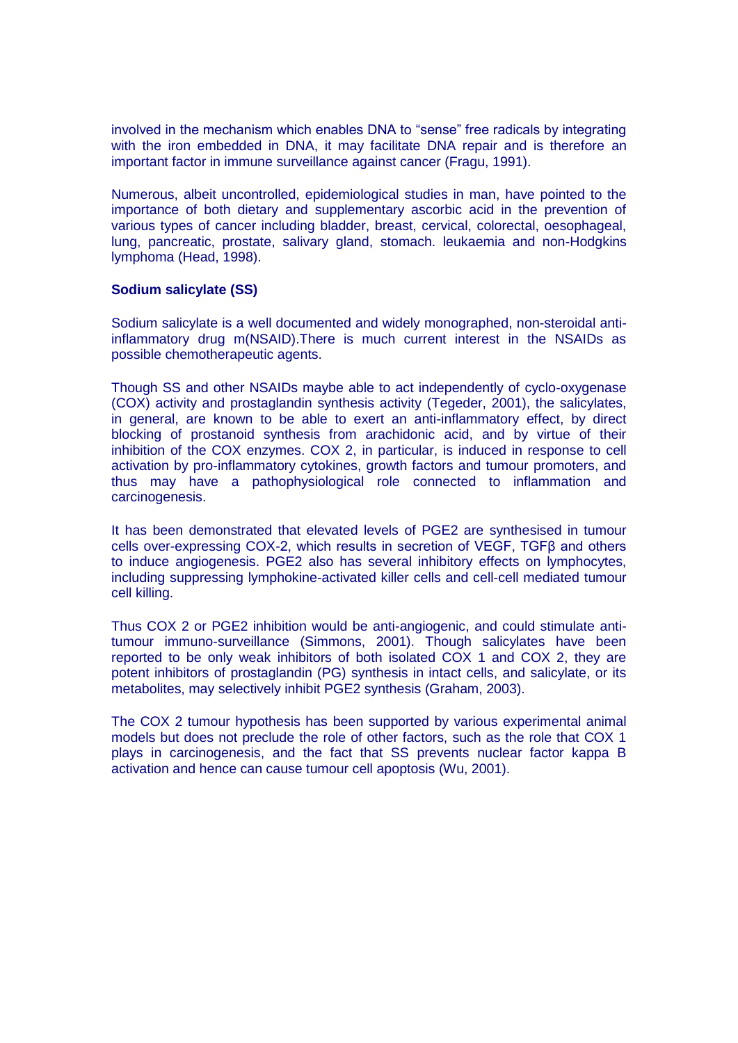involved in the mechanism which enables DNA to "sense" free radicals by integrating with the iron embedded in DNA, it may facilitate DNA repair and is therefore an important factor in immune surveillance against cancer (Fragu, 1991).

Numerous, albeit uncontrolled, epidemiological studies in man, have pointed to the importance of both dietary and supplementary ascorbic acid in the prevention of various types of cancer including bladder, breast, cervical, colorectal, oesophageal, lung, pancreatic, prostate, salivary gland, stomach. leukaemia and non-Hodgkins lymphoma (Head, 1998).

**Sodium salicylate (SS)**

Sodium salicylate is a well documented and widely monographed, non-steroidal anti-inflammatory drug m(NSAID).There is much current interest in the NSAIDs as possible chemotherapeutic agents.

Though SS and other NSAIDs maybe able to act independently of cyclo-oxygenase (COX) activity and prostaglandin synthesis activity (Tegeder, 2001), the salicylates, in general, are known to be able to exert an anti-inflammatory effect, by direct blocking of prostanoid synthesis from arachidonic acid, and by virtue of their inhibition of the COX enzymes. COX 2, in particular, is induced in response to cell activation by pro-inflammatory cytokines, growth factors and tumour promoters, and thus may have a pathophysiological role connected to inflammation and carcinogenesis.

It has been demonstrated that elevated levels of PGE2 are synthesised in tumour cells over-expressing COX-2, which results in secretion of VEGF, TGFβ and others to induce angiogenesis. PGE2 also has several inhibitory effects on lymphocytes, including suppressing lymphokine-activated killer cells and cell-cell mediated tumour cell killing.

Thus COX 2 or PGE2 inhibition would be anti-angiogenic, and could stimulate anti-tumour immuno-surveillance (Simmons, 2001). Though salicylates have been reported to be only weak inhibitors of both isolated COX 1 and COX 2, they are potent inhibitors of prostaglandin (PG) synthesis in intact cells, and salicylate, or its metabolites, may selectively inhibit PGE2 synthesis (Graham, 2003).

The COX 2 tumour hypothesis has been supported by various experimental animal models but does not preclude the role of other factors, such as the role that COX 1 plays in carcinogenesis, and the fact that SS prevents nuclear factor kappa B activation and hence can cause tumour cell apoptosis (Wu, 2001).